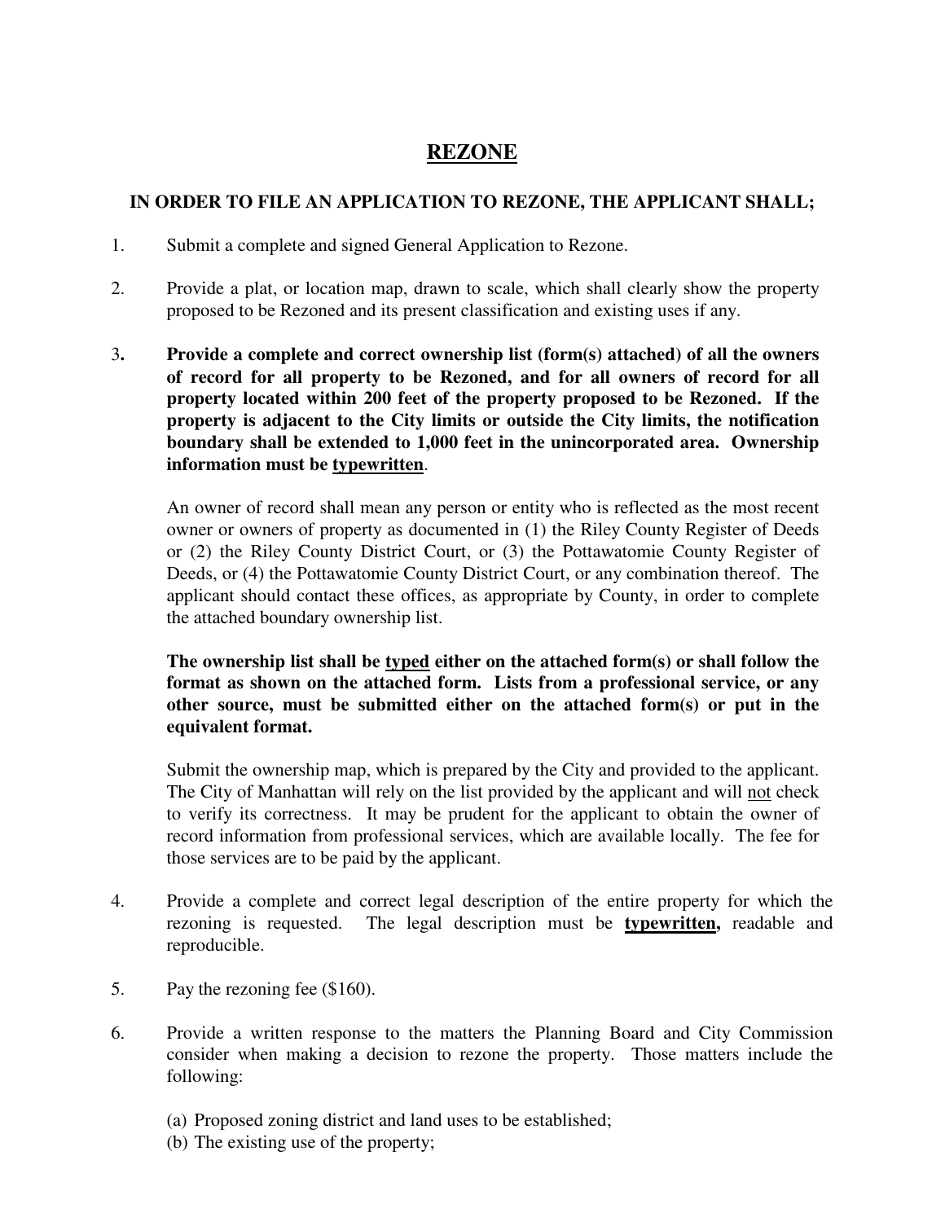# <u>REZONE</u>

## IN ORDER TO FILE AN APPLICATION TO REZONE, THE APPLICANT SHALL;

1. Submit a complete and signed General Application to Rezone.

2. Provide a plat, or location map, drawn to scale, which shall clearly show the property proposed to be Rezoned and its present classification and existing uses if any.

3. **Provide a complete and correct ownership list (form(s) attached) of all the owners of record for all property to be Rezoned, and for all owners of record for all property located within 200 feet of the property proposed to be Rezoned. If the property is adjacent to the City limits or outside the City limits, the notification boundary shall be extended to 1,000 feet in the unincorporated area. Ownership information must be <u>typewritten</u>**.

   An owner of record shall mean any person or entity who is reflected as the most recent owner or owners of property as documented in (1) the Riley County Register of Deeds or (2) the Riley County District Court, or (3) the Pottawatomie County Register of Deeds, or (4) the Pottawatomie County District Court, or any combination thereof. The applicant should contact these offices, as appropriate by County, in order to complete the attached boundary ownership list.

   **The ownership list shall be <u>typed</u> either on the attached form(s) or shall follow the format as shown on the attached form. Lists from a professional service, or any other source, must be submitted either on the attached form(s) or put in the equivalent format.**

   Submit the ownership map, which is prepared by the City and provided to the applicant. The City of Manhattan will rely on the list provided by the applicant and will <u>not</u> check to verify its correctness. It may be prudent for the applicant to obtain the owner of record information from professional services, which are available locally. The fee for those services are to be paid by the applicant.

4. Provide a complete and correct legal description of the entire property for which the rezoning is requested. The legal description must be **<u>typewritten,</u>** readable and reproducible.

5. Pay the rezoning fee ($160).

6. Provide a written response to the matters the Planning Board and City Commission consider when making a decision to rezone the property. Those matters include the following:

   (a) Proposed zoning district and land uses to be established;
   (b) The existing use of the property;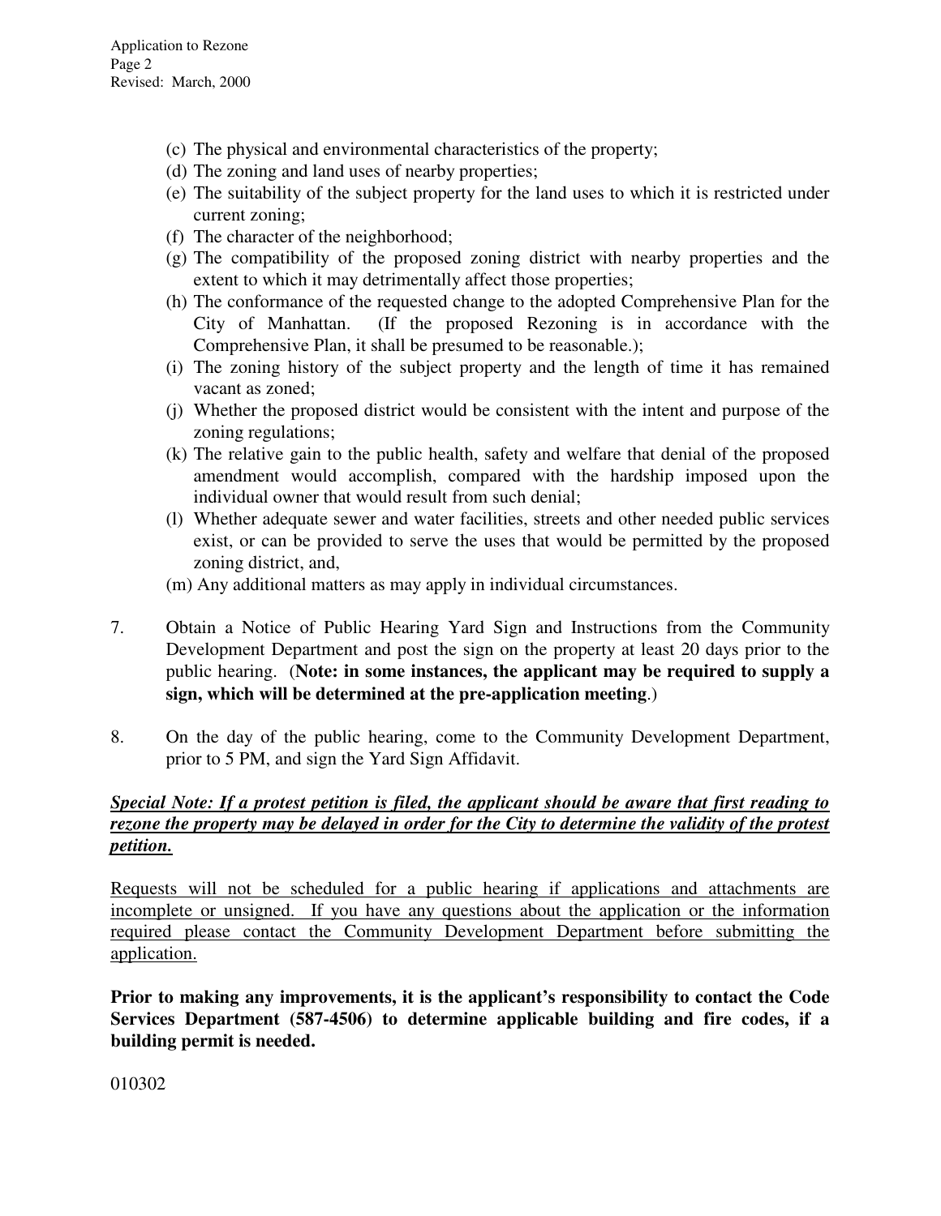(c) The physical and environmental characteristics of the property;
(d) The zoning and land uses of nearby properties;
(e) The suitability of the subject property for the land uses to which it is restricted under current zoning;
(f) The character of the neighborhood;
(g) The compatibility of the proposed zoning district with nearby properties and the extent to which it may detrimentally affect those properties;
(h) The conformance of the requested change to the adopted Comprehensive Plan for the City of Manhattan. (If the proposed Rezoning is in accordance with the Comprehensive Plan, it shall be presumed to be reasonable.);
(i) The zoning history of the subject property and the length of time it has remained vacant as zoned;
(j) Whether the proposed district would be consistent with the intent and purpose of the zoning regulations;
(k) The relative gain to the public health, safety and welfare that denial of the proposed amendment would accomplish, compared with the hardship imposed upon the individual owner that would result from such denial;
(l) Whether adequate sewer and water facilities, streets and other needed public services exist, or can be provided to serve the uses that would be permitted by the proposed zoning district, and,
(m) Any additional matters as may apply in individual circumstances.

7. Obtain a Notice of Public Hearing Yard Sign and Instructions from the Community Development Department and post the sign on the property at least 20 days prior to the public hearing. (**Note: in some instances, the applicant may be required to supply a sign, which will be determined at the pre-application meeting**.)

8. On the day of the public hearing, come to the Community Development Department, prior to 5 PM, and sign the Yard Sign Affidavit.

***Special Note: If a protest petition is filed, the applicant should be aware that first reading to rezone the property may be delayed in order for the City to determine the validity of the protest petition.***

Requests will not be scheduled for a public hearing if applications and attachments are incomplete or unsigned. If you have any questions about the application or the information required please contact the Community Development Department before submitting the application.

**Prior to making any improvements, it is the applicant's responsibility to contact the Code Services Department (587-4506) to determine applicable building and fire codes, if a building permit is needed.**

010302